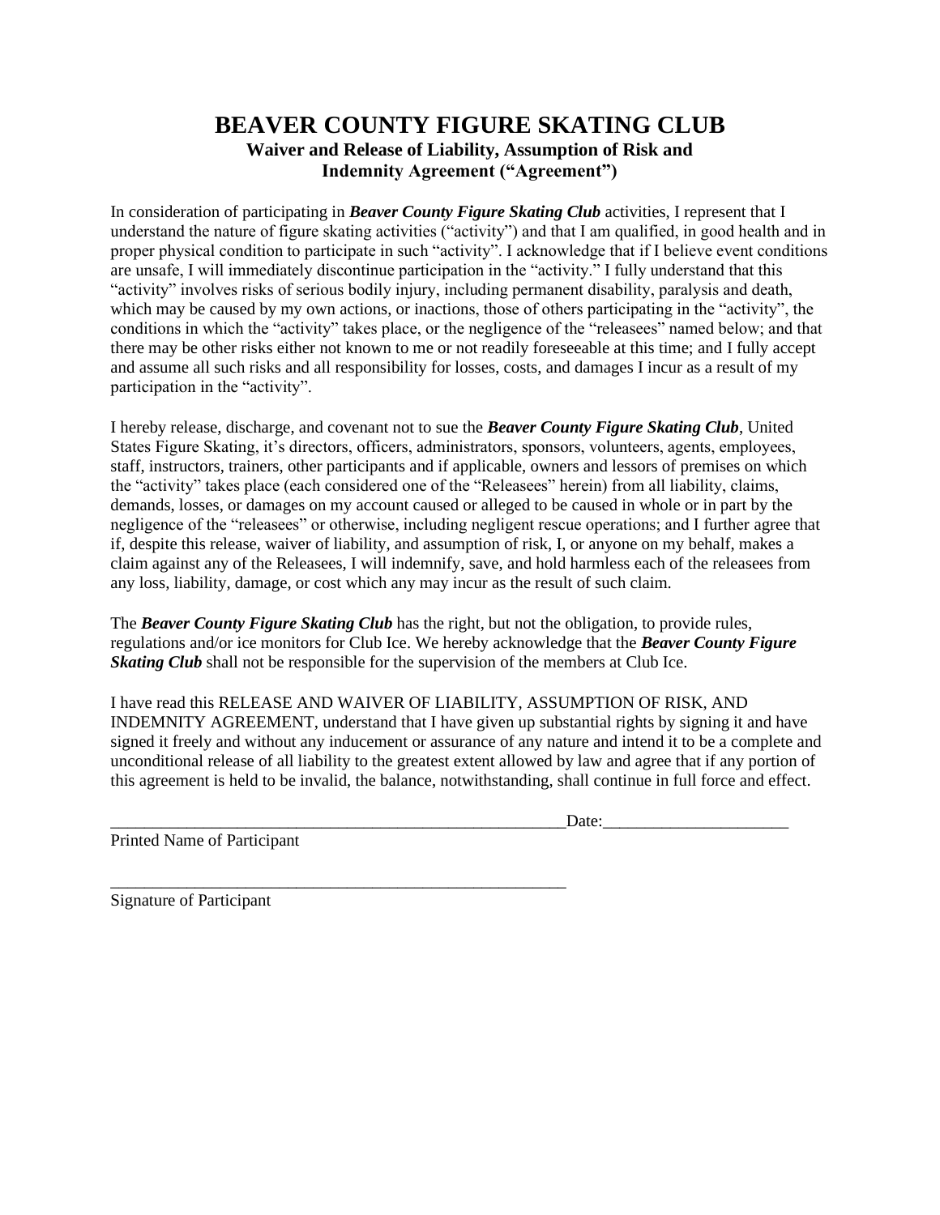# BEAVER COUNTY FIGURE SKATING CLUB

## Waiver and Release of Liability, Assumption of Risk and Indemnity Agreement ("Agreement")

In consideration of participating in ***Beaver County Figure Skating Club*** activities, I represent that I understand the nature of figure skating activities ("activity") and that I am qualified, in good health and in proper physical condition to participate in such "activity". I acknowledge that if I believe event conditions are unsafe, I will immediately discontinue participation in the "activity." I fully understand that this "activity" involves risks of serious bodily injury, including permanent disability, paralysis and death, which may be caused by my own actions, or inactions, those of others participating in the "activity", the conditions in which the "activity" takes place, or the negligence of the "releasees" named below; and that there may be other risks either not known to me or not readily foreseeable at this time; and I fully accept and assume all such risks and all responsibility for losses, costs, and damages I incur as a result of my participation in the "activity".

I hereby release, discharge, and covenant not to sue the ***Beaver County Figure Skating Club***, United States Figure Skating, it's directors, officers, administrators, sponsors, volunteers, agents, employees, staff, instructors, trainers, other participants and if applicable, owners and lessors of premises on which the "activity" takes place (each considered one of the "Releasees" herein) from all liability, claims, demands, losses, or damages on my account caused or alleged to be caused in whole or in part by the negligence of the "releasees" or otherwise, including negligent rescue operations; and I further agree that if, despite this release, waiver of liability, and assumption of risk, I, or anyone on my behalf, makes a claim against any of the Releasees, I will indemnify, save, and hold harmless each of the releasees from any loss, liability, damage, or cost which any may incur as the result of such claim.

The ***Beaver County Figure Skating Club*** has the right, but not the obligation, to provide rules, regulations and/or ice monitors for Club Ice. We hereby acknowledge that the ***Beaver County Figure Skating Club*** shall not be responsible for the supervision of the members at Club Ice.

I have read this RELEASE AND WAIVER OF LIABILITY, ASSUMPTION OF RISK, AND INDEMNITY AGREEMENT, understand that I have given up substantial rights by signing it and have signed it freely and without any inducement or assurance of any nature and intend it to be a complete and unconditional release of all liability to the greatest extent allowed by law and agree that if any portion of this agreement is held to be invalid, the balance, notwithstanding, shall continue in full force and effect.

_________________________________________________________ Date:______________________

Printed Name of Participant

_________________________________________________________

Signature of Participant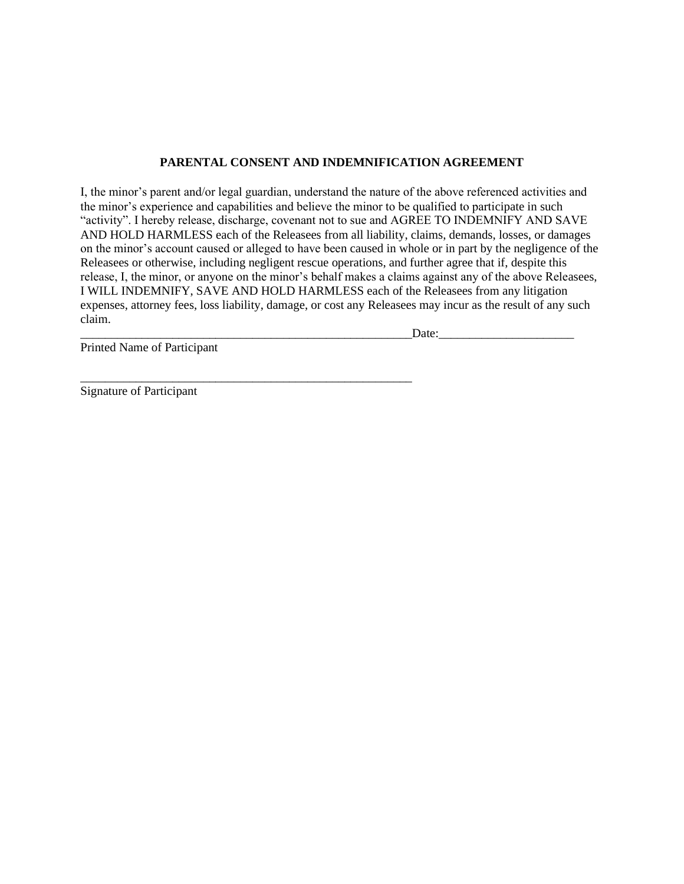**PARENTAL CONSENT AND INDEMNIFICATION AGREEMENT**

I, the minor's parent and/or legal guardian, understand the nature of the above referenced activities and the minor's experience and capabilities and believe the minor to be qualified to participate in such "activity". I hereby release, discharge, covenant not to sue and AGREE TO INDEMNIFY AND SAVE AND HOLD HARMLESS each of the Releasees from all liability, claims, demands, losses, or damages on the minor's account caused or alleged to have been caused in whole or in part by the negligence of the Releasees or otherwise, including negligent rescue operations, and further agree that if, despite this release, I, the minor, or anyone on the minor's behalf makes a claims against any of the above Releasees, I WILL INDEMNIFY, SAVE AND HOLD HARMLESS each of the Releasees from any litigation expenses, attorney fees, loss liability, damage, or cost any Releasees may incur as the result of any such claim.

________________________________________________________Date:______________________

Printed Name of Participant

________________________________________________________

Signature of Participant